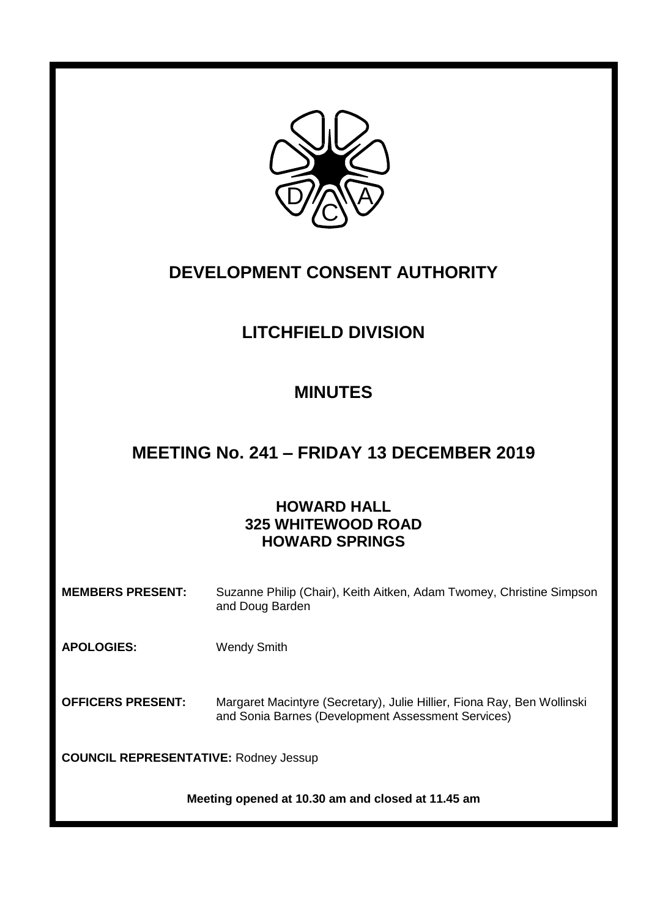# DEVELOPMENT CONSENT AUTHORITY

## LITCHFIELD DIVISION

## MINUTES

## MEETING No. 241 – FRIDAY 13 DECEMBER 2019

### HOWARD HALL
### 325 WHITEWOOD ROAD
### HOWARD SPRINGS

**MEMBERS PRESENT:** Suzanne Philip (Chair), Keith Aitken, Adam Twomey, Christine Simpson and Doug Barden

**APOLOGIES:** Wendy Smith

**OFFICERS PRESENT:** Margaret Macintyre (Secretary), Julie Hillier, Fiona Ray, Ben Wollinski and Sonia Barnes (Development Assessment Services)

**COUNCIL REPRESENTATIVE:** Rodney Jessup

**Meeting opened at 10.30 am and closed at 11.45 am**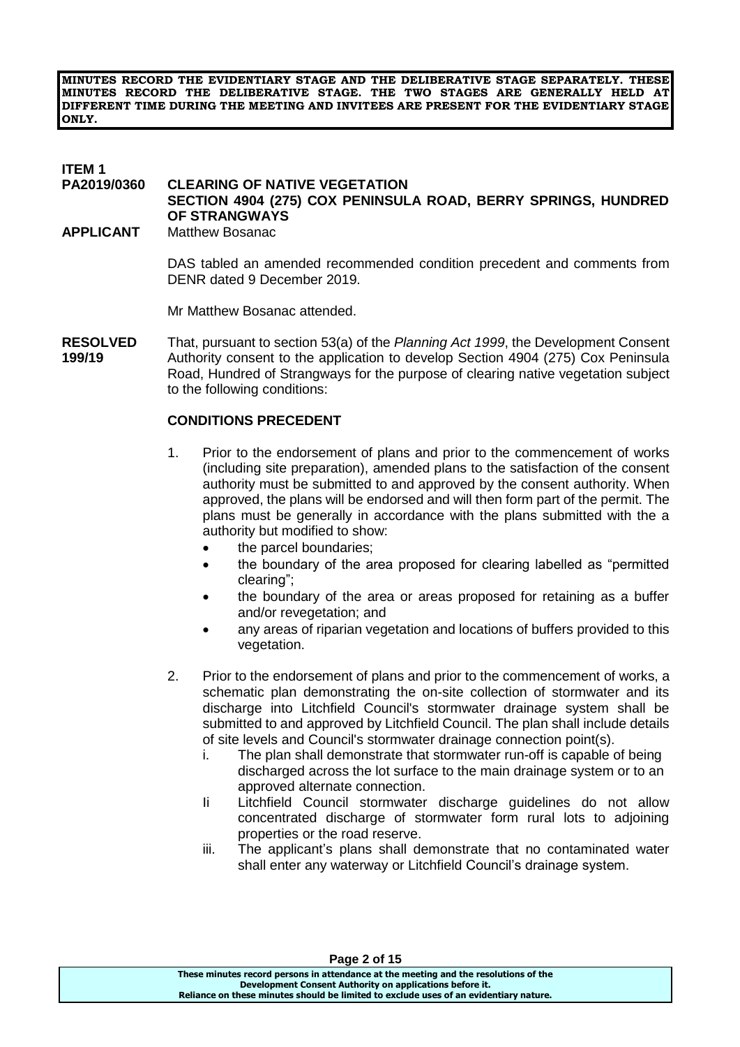**MINUTES RECORD THE EVIDENTIARY STAGE AND THE DELIBERATIVE STAGE SEPARATELY. THESE MINUTES RECORD THE DELIBERATIVE STAGE. THE TWO STAGES ARE GENERALLY HELD AT DIFFERENT TIME DURING THE MEETING AND INVITEES ARE PRESENT FOR THE EVIDENTIARY STAGE ONLY.**

**ITEM 1**
**PA2019/0360 CLEARING OF NATIVE VEGETATION**
**SECTION 4904 (275) COX PENINSULA ROAD, BERRY SPRINGS, HUNDRED OF STRANGWAYS**
**APPLICANT** Matthew Bosanac

DAS tabled an amended recommended condition precedent and comments from DENR dated 9 December 2019.

Mr Matthew Bosanac attended.

**RESOLVED 199/19** That, pursuant to section 53(a) of the *Planning Act 1999*, the Development Consent Authority consent to the application to develop Section 4904 (275) Cox Peninsula Road, Hundred of Strangways for the purpose of clearing native vegetation subject to the following conditions:

**CONDITIONS PRECEDENT**

1. Prior to the endorsement of plans and prior to the commencement of works (including site preparation), amended plans to the satisfaction of the consent authority must be submitted to and approved by the consent authority. When approved, the plans will be endorsed and will then form part of the permit. The plans must be generally in accordance with the plans submitted with the a authority but modified to show:
   - the parcel boundaries;
   - the boundary of the area proposed for clearing labelled as "permitted clearing";
   - the boundary of the area or areas proposed for retaining as a buffer and/or revegetation; and
   - any areas of riparian vegetation and locations of buffers provided to this vegetation.

2. Prior to the endorsement of plans and prior to the commencement of works, a schematic plan demonstrating the on-site collection of stormwater and its discharge into Litchfield Council's stormwater drainage system shall be submitted to and approved by Litchfield Council. The plan shall include details of site levels and Council's stormwater drainage connection point(s).
   i. The plan shall demonstrate that stormwater run-off is capable of being discharged across the lot surface to the main drainage system or to an approved alternate connection.
   Ii Litchfield Council stormwater discharge guidelines do not allow concentrated discharge of stormwater form rural lots to adjoining properties or the road reserve.
   iii. The applicant's plans shall demonstrate that no contaminated water shall enter any waterway or Litchfield Council's drainage system.

These minutes record persons in attendance at the meeting and the resolutions of the Development Consent Authority on applications before it.
Reliance on these minutes should be limited to exclude uses of an evidentiary nature.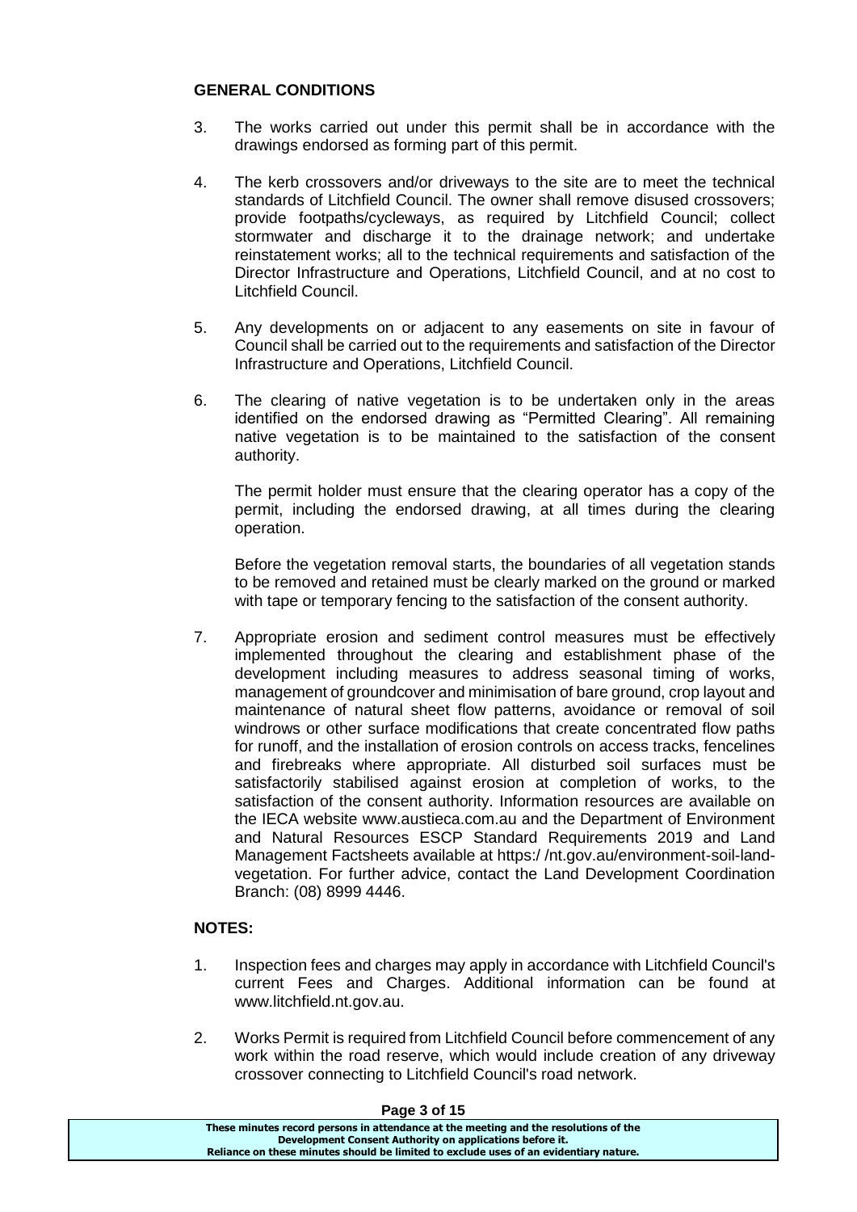**GENERAL CONDITIONS**

3. The works carried out under this permit shall be in accordance with the drawings endorsed as forming part of this permit.

4. The kerb crossovers and/or driveways to the site are to meet the technical standards of Litchfield Council. The owner shall remove disused crossovers; provide footpaths/cycleways, as required by Litchfield Council; collect stormwater and discharge it to the drainage network; and undertake reinstatement works; all to the technical requirements and satisfaction of the Director Infrastructure and Operations, Litchfield Council, and at no cost to Litchfield Council.

5. Any developments on or adjacent to any easements on site in favour of Council shall be carried out to the requirements and satisfaction of the Director Infrastructure and Operations, Litchfield Council.

6. The clearing of native vegetation is to be undertaken only in the areas identified on the endorsed drawing as "Permitted Clearing". All remaining native vegetation is to be maintained to the satisfaction of the consent authority.

   The permit holder must ensure that the clearing operator has a copy of the permit, including the endorsed drawing, at all times during the clearing operation.

   Before the vegetation removal starts, the boundaries of all vegetation stands to be removed and retained must be clearly marked on the ground or marked with tape or temporary fencing to the satisfaction of the consent authority.

7. Appropriate erosion and sediment control measures must be effectively implemented throughout the clearing and establishment phase of the development including measures to address seasonal timing of works, management of groundcover and minimisation of bare ground, crop layout and maintenance of natural sheet flow patterns, avoidance or removal of soil windrows or other surface modifications that create concentrated flow paths for runoff, and the installation of erosion controls on access tracks, fencelines and firebreaks where appropriate. All disturbed soil surfaces must be satisfactorily stabilised against erosion at completion of works, to the satisfaction of the consent authority. Information resources are available on the IECA website www.austieca.com.au and the Department of Environment and Natural Resources ESCP Standard Requirements 2019 and Land Management Factsheets available at https:/ /nt.gov.au/environment-soil-land-vegetation. For further advice, contact the Land Development Coordination Branch: (08) 8999 4446.

**NOTES:**

1. Inspection fees and charges may apply in accordance with Litchfield Council's current Fees and Charges. Additional information can be found at www.litchfield.nt.gov.au.

2. Works Permit is required from Litchfield Council before commencement of any work within the road reserve, which would include creation of any driveway crossover connecting to Litchfield Council's road network.

These minutes record persons in attendance at the meeting and the resolutions of the Development Consent Authority on applications before it.
Reliance on these minutes should be limited to exclude uses of an evidentiary nature.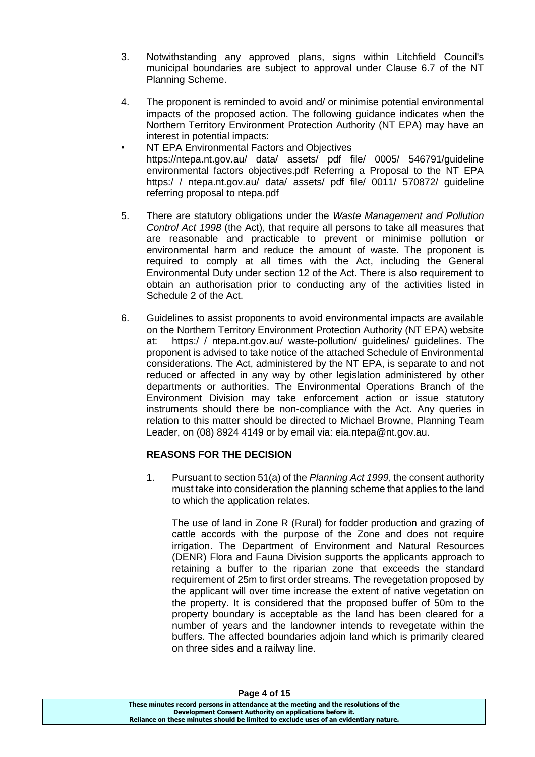3. Notwithstanding any approved plans, signs within Litchfield Council's municipal boundaries are subject to approval under Clause 6.7 of the NT Planning Scheme.

4. The proponent is reminded to avoid and/ or minimise potential environmental impacts of the proposed action. The following guidance indicates when the Northern Territory Environment Protection Authority (NT EPA) may have an interest in potential impacts:

- NT EPA Environmental Factors and Objectives https://ntepa.nt.gov.au/ data/ assets/ pdf file/ 0005/ 546791/guideline environmental factors objectives.pdf Referring a Proposal to the NT EPA https:/ / ntepa.nt.gov.au/ data/ assets/ pdf file/ 0011/ 570872/ guideline referring proposal to ntepa.pdf

5. There are statutory obligations under the *Waste Management and Pollution Control Act 1998* (the Act), that require all persons to take all measures that are reasonable and practicable to prevent or minimise pollution or environmental harm and reduce the amount of waste. The proponent is required to comply at all times with the Act, including the General Environmental Duty under section 12 of the Act. There is also requirement to obtain an authorisation prior to conducting any of the activities listed in Schedule 2 of the Act.

6. Guidelines to assist proponents to avoid environmental impacts are available on the Northern Territory Environment Protection Authority (NT EPA) website at: https:/ / ntepa.nt.gov.au/ waste-pollution/ guidelines/ guidelines. The proponent is advised to take notice of the attached Schedule of Environmental considerations. The Act, administered by the NT EPA, is separate to and not reduced or affected in any way by other legislation administered by other departments or authorities. The Environmental Operations Branch of the Environment Division may take enforcement action or issue statutory instruments should there be non-compliance with the Act. Any queries in relation to this matter should be directed to Michael Browne, Planning Team Leader, on (08) 8924 4149 or by email via: eia.ntepa@nt.gov.au.

**REASONS FOR THE DECISION**

1. Pursuant to section 51(a) of the *Planning Act 1999,* the consent authority must take into consideration the planning scheme that applies to the land to which the application relates.

   The use of land in Zone R (Rural) for fodder production and grazing of cattle accords with the purpose of the Zone and does not require irrigation. The Department of Environment and Natural Resources (DENR) Flora and Fauna Division supports the applicants approach to retaining a buffer to the riparian zone that exceeds the standard requirement of 25m to first order streams. The revegetation proposed by the applicant will over time increase the extent of native vegetation on the property. It is considered that the proposed buffer of 50m to the property boundary is acceptable as the land has been cleared for a number of years and the landowner intends to revegetate within the buffers. The affected boundaries adjoin land which is primarily cleared on three sides and a railway line.

These minutes record persons in attendance at the meeting and the resolutions of the Development Consent Authority on applications before it. Reliance on these minutes should be limited to exclude uses of an evidentiary nature.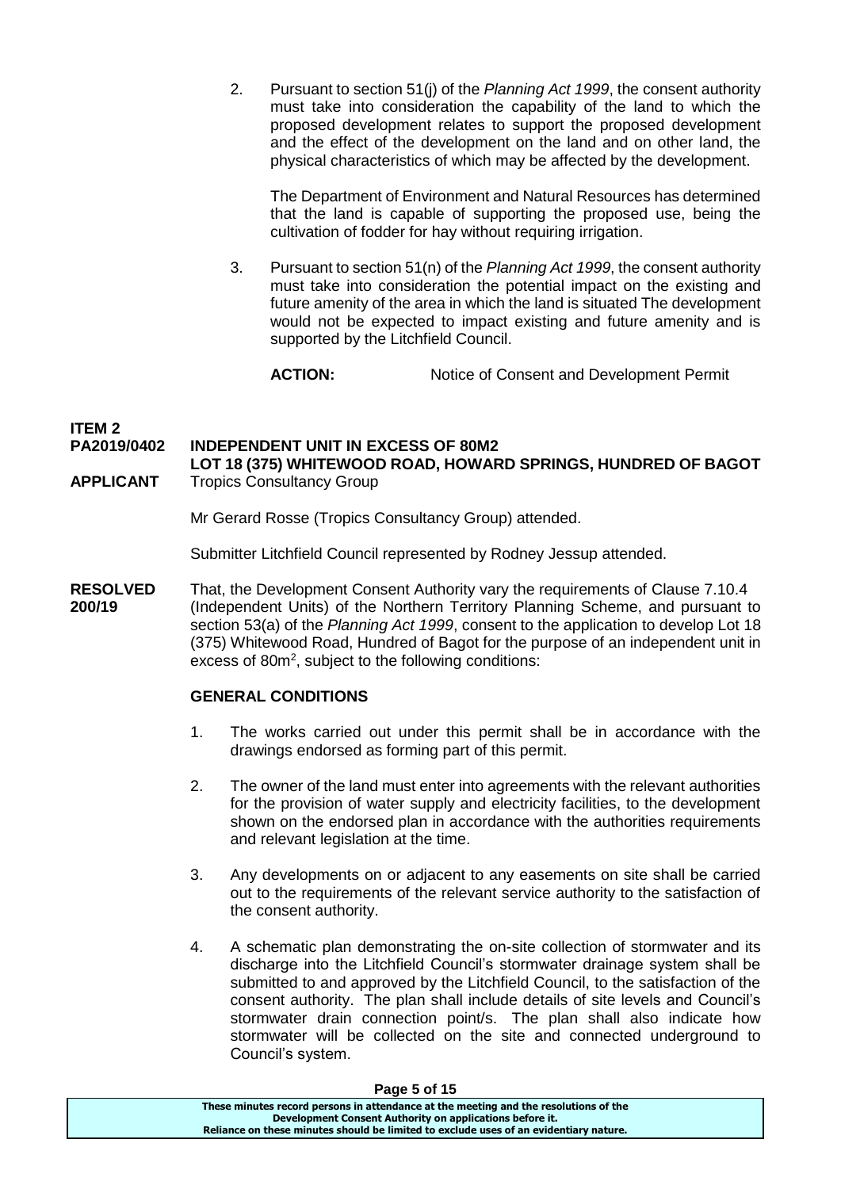2. Pursuant to section 51(j) of the *Planning Act 1999*, the consent authority must take into consideration the capability of the land to which the proposed development relates to support the proposed development and the effect of the development on the land and on other land, the physical characteristics of which may be affected by the development.

   The Department of Environment and Natural Resources has determined that the land is capable of supporting the proposed use, being the cultivation of fodder for hay without requiring irrigation.

3. Pursuant to section 51(n) of the *Planning Act 1999*, the consent authority must take into consideration the potential impact on the existing and future amenity of the area in which the land is situated The development would not be expected to impact existing and future amenity and is supported by the Litchfield Council.

   **ACTION:** Notice of Consent and Development Permit

**ITEM 2**
**PA2019/0402 INDEPENDENT UNIT IN EXCESS OF 80M2**
**LOT 18 (375) WHITEWOOD ROAD, HOWARD SPRINGS, HUNDRED OF BAGOT**
**APPLICANT** Tropics Consultancy Group

Mr Gerard Rosse (Tropics Consultancy Group) attended.

Submitter Litchfield Council represented by Rodney Jessup attended.

**RESOLVED 200/19** That, the Development Consent Authority vary the requirements of Clause 7.10.4 (Independent Units) of the Northern Territory Planning Scheme, and pursuant to section 53(a) of the *Planning Act 1999*, consent to the application to develop Lot 18 (375) Whitewood Road, Hundred of Bagot for the purpose of an independent unit in excess of 80m$^2$, subject to the following conditions:

**GENERAL CONDITIONS**

1. The works carried out under this permit shall be in accordance with the drawings endorsed as forming part of this permit.

2. The owner of the land must enter into agreements with the relevant authorities for the provision of water supply and electricity facilities, to the development shown on the endorsed plan in accordance with the authorities requirements and relevant legislation at the time.

3. Any developments on or adjacent to any easements on site shall be carried out to the requirements of the relevant service authority to the satisfaction of the consent authority.

4. A schematic plan demonstrating the on-site collection of stormwater and its discharge into the Litchfield Council's stormwater drainage system shall be submitted to and approved by the Litchfield Council, to the satisfaction of the consent authority. The plan shall include details of site levels and Council's stormwater drain connection point/s. The plan shall also indicate how stormwater will be collected on the site and connected underground to Council's system.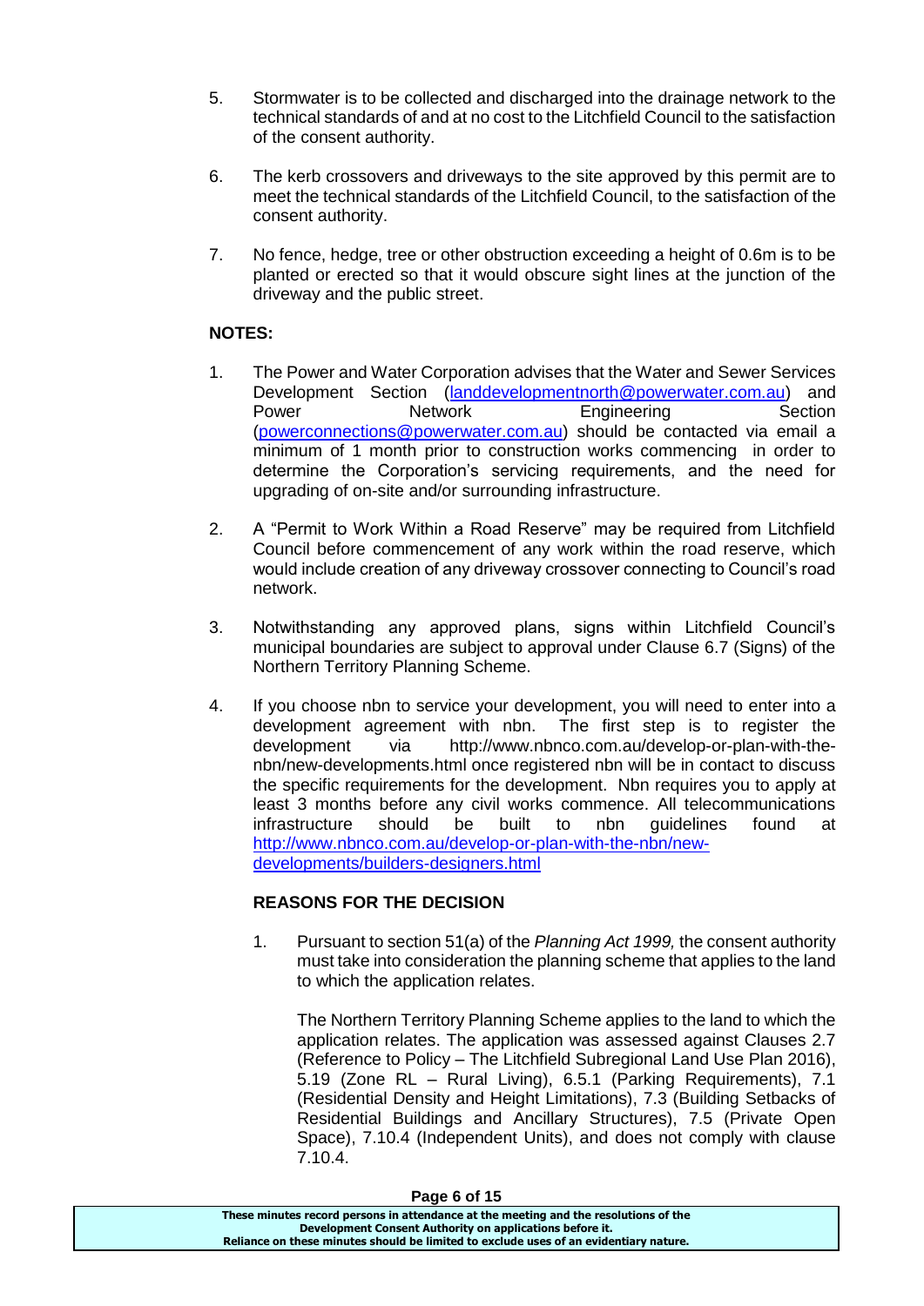5. Stormwater is to be collected and discharged into the drainage network to the technical standards of and at no cost to the Litchfield Council to the satisfaction of the consent authority.

6. The kerb crossovers and driveways to the site approved by this permit are to meet the technical standards of the Litchfield Council, to the satisfaction of the consent authority.

7. No fence, hedge, tree or other obstruction exceeding a height of 0.6m is to be planted or erected so that it would obscure sight lines at the junction of the driveway and the public street.

**NOTES:**

1. The Power and Water Corporation advises that the Water and Sewer Services Development Section (landdevelopmentnorth@powerwater.com.au) and Power Network Engineering Section (powerconnections@powerwater.com.au) should be contacted via email a minimum of 1 month prior to construction works commencing in order to determine the Corporation's servicing requirements, and the need for upgrading of on-site and/or surrounding infrastructure.

2. A "Permit to Work Within a Road Reserve" may be required from Litchfield Council before commencement of any work within the road reserve, which would include creation of any driveway crossover connecting to Council's road network.

3. Notwithstanding any approved plans, signs within Litchfield Council's municipal boundaries are subject to approval under Clause 6.7 (Signs) of the Northern Territory Planning Scheme.

4. If you choose nbn to service your development, you will need to enter into a development agreement with nbn. The first step is to register the development via http://www.nbnco.com.au/develop-or-plan-with-the-nbn/new-developments.html once registered nbn will be in contact to discuss the specific requirements for the development. Nbn requires you to apply at least 3 months before any civil works commence. All telecommunications infrastructure should be built to nbn guidelines found at http://www.nbnco.com.au/develop-or-plan-with-the-nbn/new-developments/builders-designers.html

**REASONS FOR THE DECISION**

1. Pursuant to section 51(a) of the *Planning Act 1999,* the consent authority must take into consideration the planning scheme that applies to the land to which the application relates.

   The Northern Territory Planning Scheme applies to the land to which the application relates. The application was assessed against Clauses 2.7 (Reference to Policy – The Litchfield Subregional Land Use Plan 2016), 5.19 (Zone RL – Rural Living), 6.5.1 (Parking Requirements), 7.1 (Residential Density and Height Limitations), 7.3 (Building Setbacks of Residential Buildings and Ancillary Structures), 7.5 (Private Open Space), 7.10.4 (Independent Units), and does not comply with clause 7.10.4.

These minutes record persons in attendance at the meeting and the resolutions of the Development Consent Authority on applications before it.
Reliance on these minutes should be limited to exclude uses of an evidentiary nature.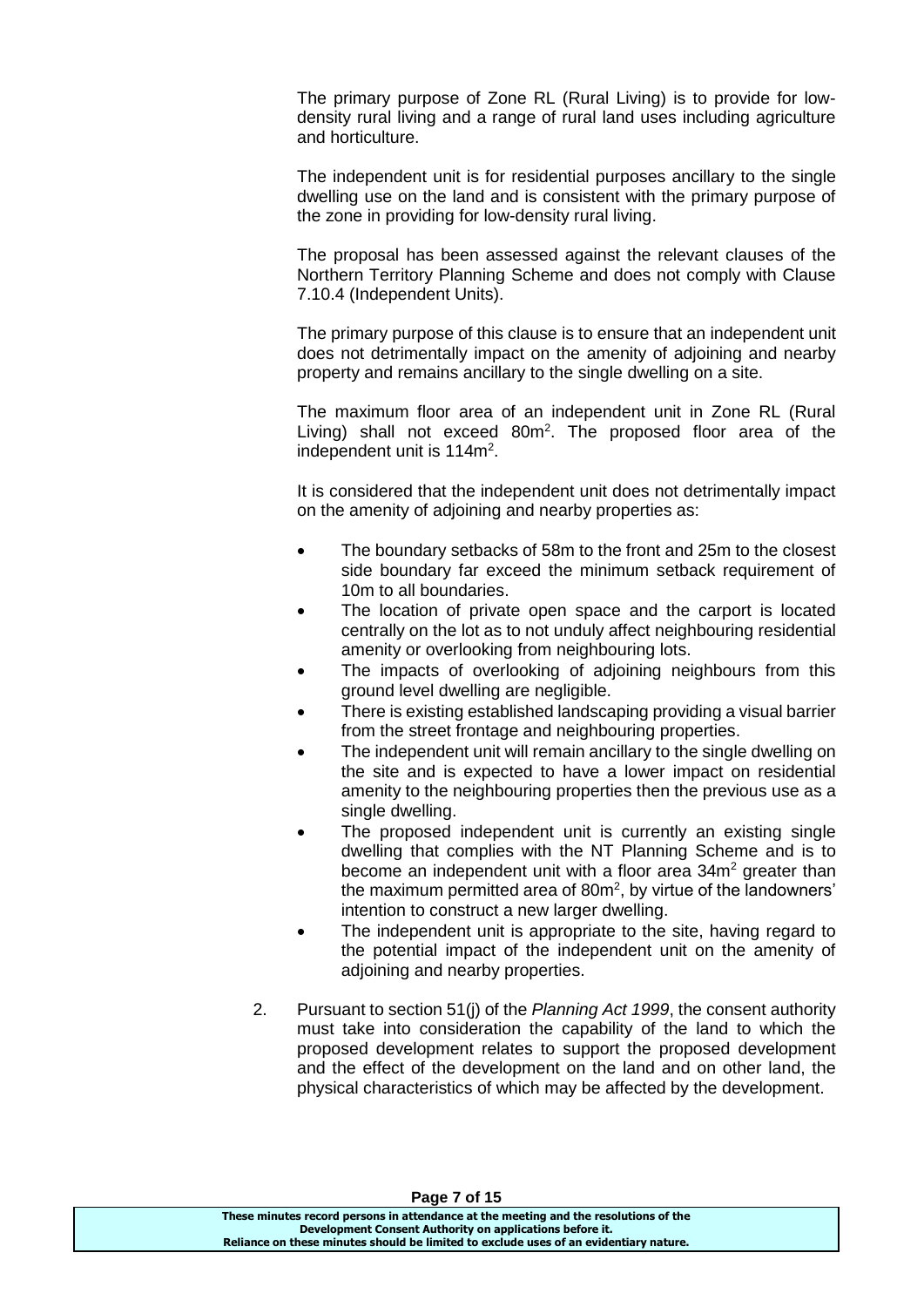The primary purpose of Zone RL (Rural Living) is to provide for low-density rural living and a range of rural land uses including agriculture and horticulture.

The independent unit is for residential purposes ancillary to the single dwelling use on the land and is consistent with the primary purpose of the zone in providing for low-density rural living.

The proposal has been assessed against the relevant clauses of the Northern Territory Planning Scheme and does not comply with Clause 7.10.4 (Independent Units).

The primary purpose of this clause is to ensure that an independent unit does not detrimentally impact on the amenity of adjoining and nearby property and remains ancillary to the single dwelling on a site.

The maximum floor area of an independent unit in Zone RL (Rural Living) shall not exceed $80m^2$. The proposed floor area of the independent unit is $114m^2$.

It is considered that the independent unit does not detrimentally impact on the amenity of adjoining and nearby properties as:

- The boundary setbacks of 58m to the front and 25m to the closest side boundary far exceed the minimum setback requirement of 10m to all boundaries.
- The location of private open space and the carport is located centrally on the lot as to not unduly affect neighbouring residential amenity or overlooking from neighbouring lots.
- The impacts of overlooking of adjoining neighbours from this ground level dwelling are negligible.
- There is existing established landscaping providing a visual barrier from the street frontage and neighbouring properties.
- The independent unit will remain ancillary to the single dwelling on the site and is expected to have a lower impact on residential amenity to the neighbouring properties then the previous use as a single dwelling.
- The proposed independent unit is currently an existing single dwelling that complies with the NT Planning Scheme and is to become an independent unit with a floor area $34m^2$ greater than the maximum permitted area of $80m^2$, by virtue of the landowners' intention to construct a new larger dwelling.
- The independent unit is appropriate to the site, having regard to the potential impact of the independent unit on the amenity of adjoining and nearby properties.

2. Pursuant to section 51(j) of the *Planning Act 1999*, the consent authority must take into consideration the capability of the land to which the proposed development relates to support the proposed development and the effect of the development on the land and on other land, the physical characteristics of which may be affected by the development.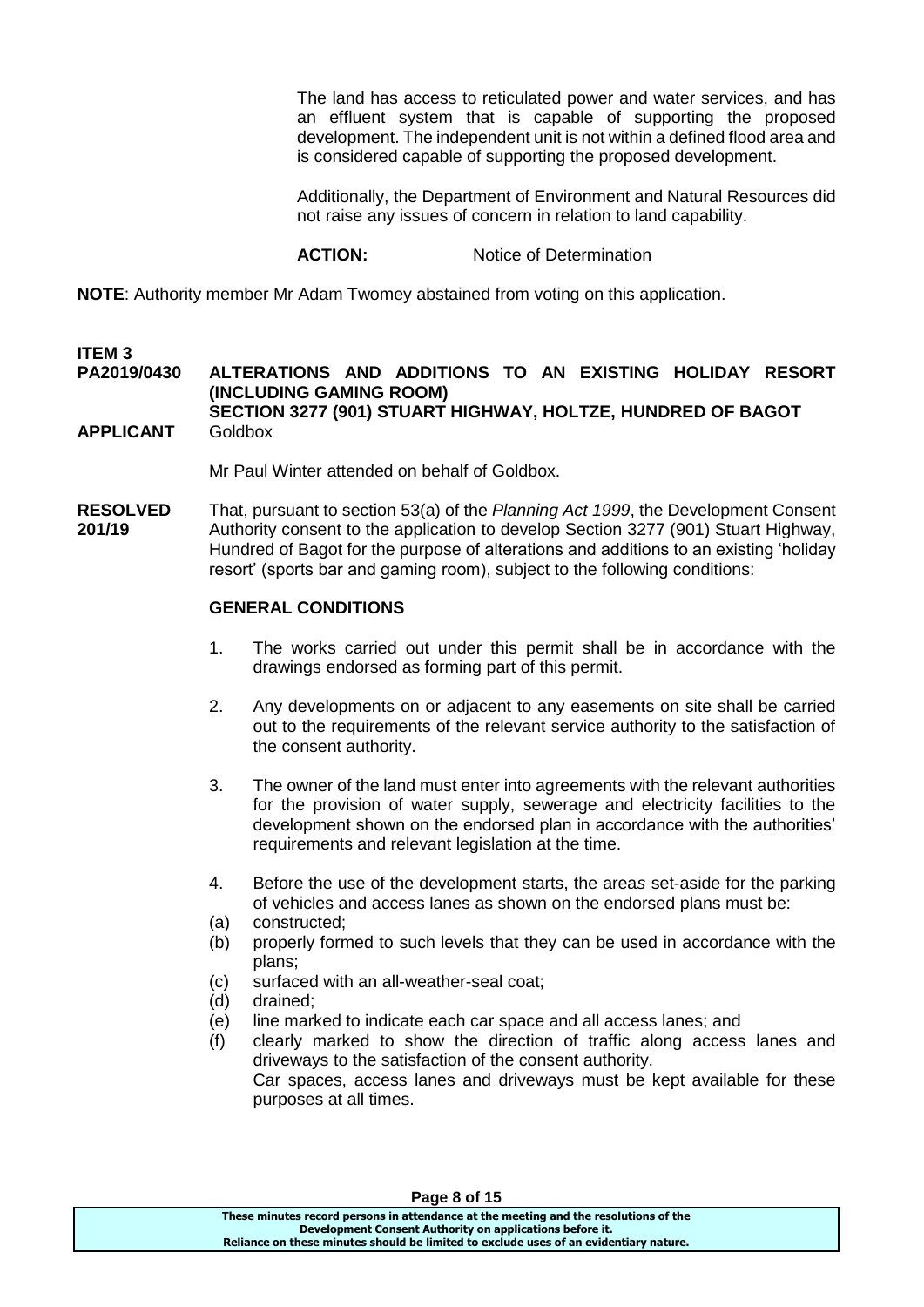The land has access to reticulated power and water services, and has an effluent system that is capable of supporting the proposed development. The independent unit is not within a defined flood area and is considered capable of supporting the proposed development.

Additionally, the Department of Environment and Natural Resources did not raise any issues of concern in relation to land capability.

**ACTION:** Notice of Determination

**NOTE**: Authority member Mr Adam Twomey abstained from voting on this application.

**ITEM 3**

**PA2019/0430 ALTERATIONS AND ADDITIONS TO AN EXISTING HOLIDAY RESORT (INCLUDING GAMING ROOM)**
**SECTION 3277 (901) STUART HIGHWAY, HOLTZE, HUNDRED OF BAGOT**

**APPLICANT** Goldbox

Mr Paul Winter attended on behalf of Goldbox.

**RESOLVED 201/19** That, pursuant to section 53(a) of the *Planning Act 1999*, the Development Consent Authority consent to the application to develop Section 3277 (901) Stuart Highway, Hundred of Bagot for the purpose of alterations and additions to an existing 'holiday resort' (sports bar and gaming room), subject to the following conditions:

**GENERAL CONDITIONS**

1. The works carried out under this permit shall be in accordance with the drawings endorsed as forming part of this permit.

2. Any developments on or adjacent to any easements on site shall be carried out to the requirements of the relevant service authority to the satisfaction of the consent authority.

3. The owner of the land must enter into agreements with the relevant authorities for the provision of water supply, sewerage and electricity facilities to the development shown on the endorsed plan in accordance with the authorities' requirements and relevant legislation at the time.

4. Before the use of the development starts, the areas set-aside for the parking of vehicles and access lanes as shown on the endorsed plans must be:
   (a) constructed;
   (b) properly formed to such levels that they can be used in accordance with the plans;
   (c) surfaced with an all-weather-seal coat;
   (d) drained;
   (e) line marked to indicate each car space and all access lanes; and
   (f) clearly marked to show the direction of traffic along access lanes and driveways to the satisfaction of the consent authority.

   Car spaces, access lanes and driveways must be kept available for these purposes at all times.

These minutes record persons in attendance at the meeting and the resolutions of the Development Consent Authority on applications before it.
Reliance on these minutes should be limited to exclude uses of an evidentiary nature.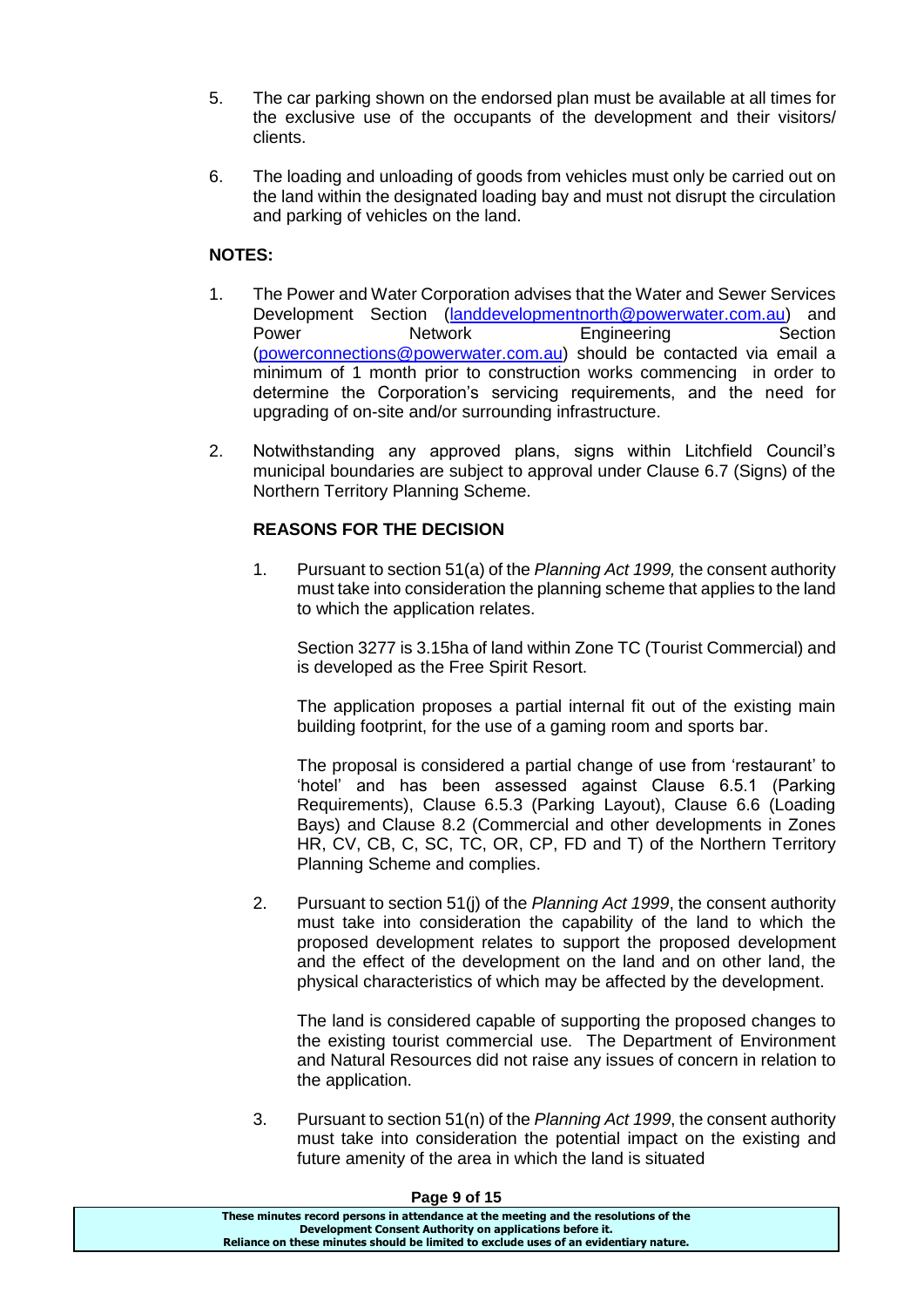5. The car parking shown on the endorsed plan must be available at all times for the exclusive use of the occupants of the development and their visitors/ clients.

6. The loading and unloading of goods from vehicles must only be carried out on the land within the designated loading bay and must not disrupt the circulation and parking of vehicles on the land.

**NOTES:**

1. The Power and Water Corporation advises that the Water and Sewer Services Development Section (landdevelopmentnorth@powerwater.com.au) and Power Network Engineering Section (powerconnections@powerwater.com.au) should be contacted via email a minimum of 1 month prior to construction works commencing in order to determine the Corporation's servicing requirements, and the need for upgrading of on-site and/or surrounding infrastructure.

2. Notwithstanding any approved plans, signs within Litchfield Council's municipal boundaries are subject to approval under Clause 6.7 (Signs) of the Northern Territory Planning Scheme.

**REASONS FOR THE DECISION**

1. Pursuant to section 51(a) of the *Planning Act 1999,* the consent authority must take into consideration the planning scheme that applies to the land to which the application relates.

   Section 3277 is 3.15ha of land within Zone TC (Tourist Commercial) and is developed as the Free Spirit Resort.

   The application proposes a partial internal fit out of the existing main building footprint, for the use of a gaming room and sports bar.

   The proposal is considered a partial change of use from 'restaurant' to 'hotel' and has been assessed against Clause 6.5.1 (Parking Requirements), Clause 6.5.3 (Parking Layout), Clause 6.6 (Loading Bays) and Clause 8.2 (Commercial and other developments in Zones HR, CV, CB, C, SC, TC, OR, CP, FD and T) of the Northern Territory Planning Scheme and complies.

2. Pursuant to section 51(j) of the *Planning Act 1999*, the consent authority must take into consideration the capability of the land to which the proposed development relates to support the proposed development and the effect of the development on the land and on other land, the physical characteristics of which may be affected by the development.

   The land is considered capable of supporting the proposed changes to the existing tourist commercial use. The Department of Environment and Natural Resources did not raise any issues of concern in relation to the application.

3. Pursuant to section 51(n) of the *Planning Act 1999*, the consent authority must take into consideration the potential impact on the existing and future amenity of the area in which the land is situated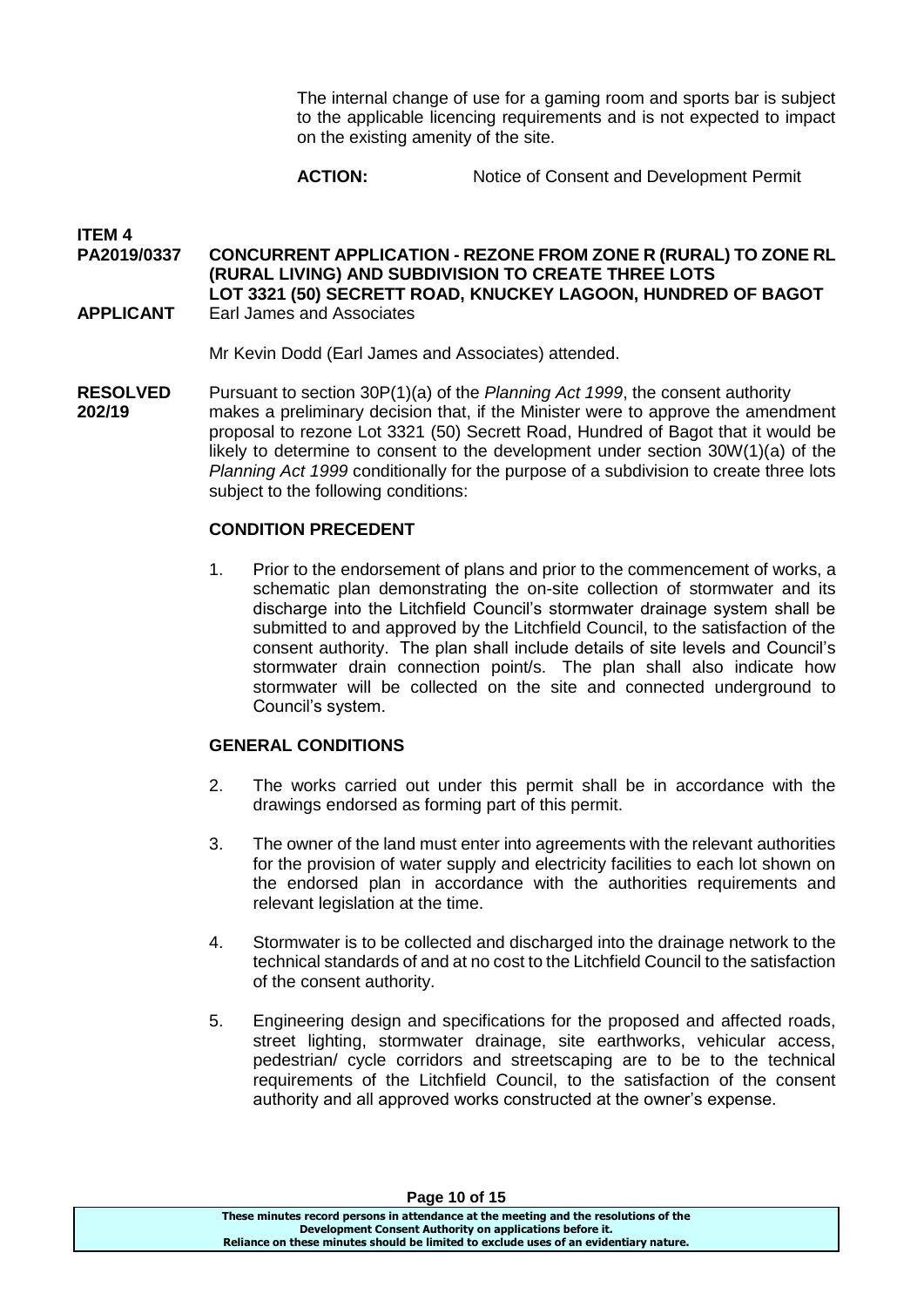The internal change of use for a gaming room and sports bar is subject to the applicable licencing requirements and is not expected to impact on the existing amenity of the site.

**ACTION:** Notice of Consent and Development Permit

**ITEM 4**
**PA2019/0337** **CONCURRENT APPLICATION - REZONE FROM ZONE R (RURAL) TO ZONE RL (RURAL LIVING) AND SUBDIVISION TO CREATE THREE LOTS LOT 3321 (50) SECRETT ROAD, KNUCKEY LAGOON, HUNDRED OF BAGOT**
**APPLICANT** Earl James and Associates

Mr Kevin Dodd (Earl James and Associates) attended.

**RESOLVED 202/19** Pursuant to section 30P(1)(a) of the *Planning Act 1999*, the consent authority makes a preliminary decision that, if the Minister were to approve the amendment proposal to rezone Lot 3321 (50) Secrett Road, Hundred of Bagot that it would be likely to determine to consent to the development under section 30W(1)(a) of the *Planning Act 1999* conditionally for the purpose of a subdivision to create three lots subject to the following conditions:

**CONDITION PRECEDENT**

1. Prior to the endorsement of plans and prior to the commencement of works, a schematic plan demonstrating the on-site collection of stormwater and its discharge into the Litchfield Council's stormwater drainage system shall be submitted to and approved by the Litchfield Council, to the satisfaction of the consent authority. The plan shall include details of site levels and Council's stormwater drain connection point/s. The plan shall also indicate how stormwater will be collected on the site and connected underground to Council's system.

**GENERAL CONDITIONS**

2. The works carried out under this permit shall be in accordance with the drawings endorsed as forming part of this permit.

3. The owner of the land must enter into agreements with the relevant authorities for the provision of water supply and electricity facilities to each lot shown on the endorsed plan in accordance with the authorities requirements and relevant legislation at the time.

4. Stormwater is to be collected and discharged into the drainage network to the technical standards of and at no cost to the Litchfield Council to the satisfaction of the consent authority.

5. Engineering design and specifications for the proposed and affected roads, street lighting, stormwater drainage, site earthworks, vehicular access, pedestrian/ cycle corridors and streetscaping are to be to the technical requirements of the Litchfield Council, to the satisfaction of the consent authority and all approved works constructed at the owner's expense.

These minutes record persons in attendance at the meeting and the resolutions of the Development Consent Authority on applications before it.
Reliance on these minutes should be limited to exclude uses of an evidentiary nature.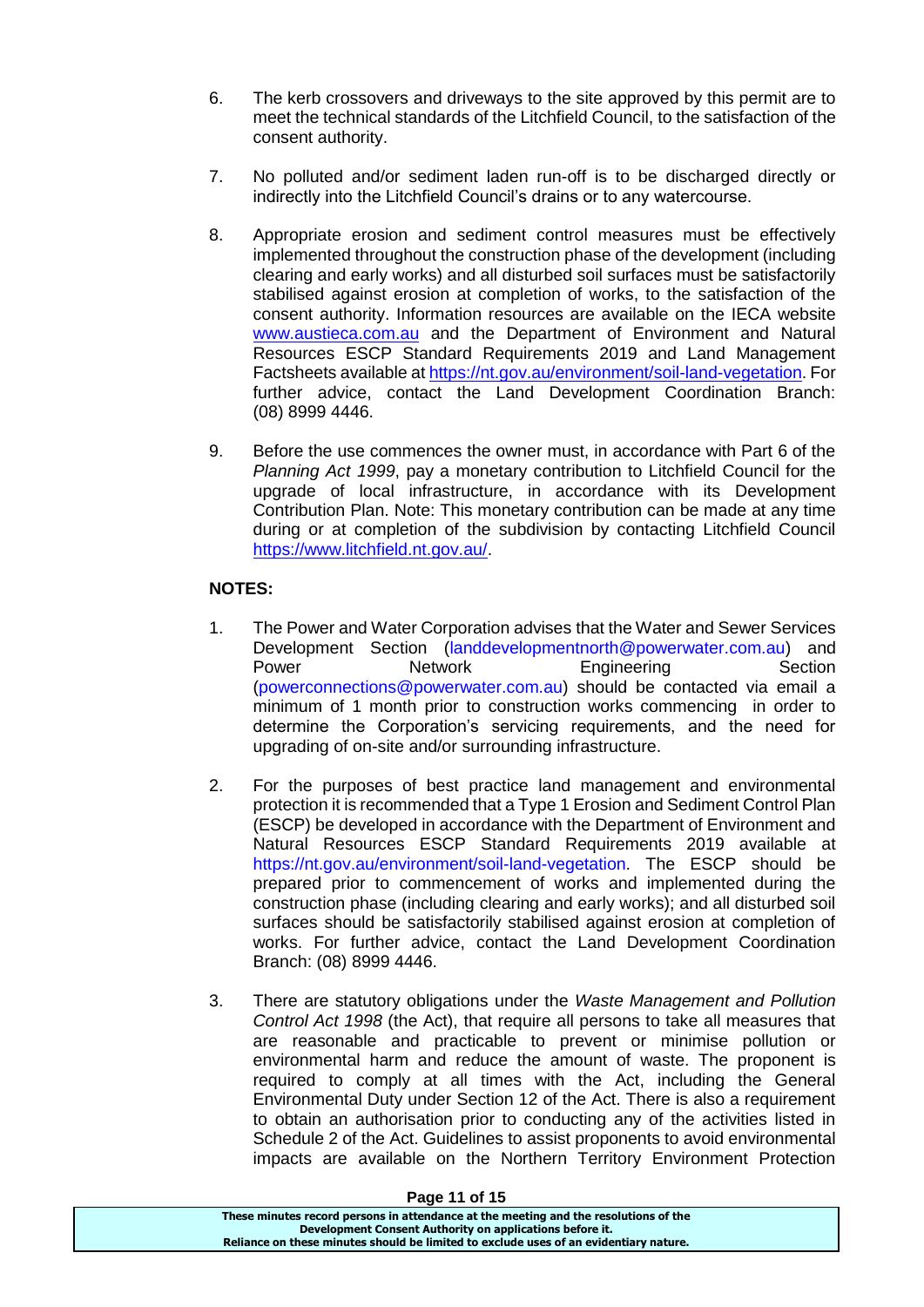6. The kerb crossovers and driveways to the site approved by this permit are to meet the technical standards of the Litchfield Council, to the satisfaction of the consent authority.

7. No polluted and/or sediment laden run-off is to be discharged directly or indirectly into the Litchfield Council's drains or to any watercourse.

8. Appropriate erosion and sediment control measures must be effectively implemented throughout the construction phase of the development (including clearing and early works) and all disturbed soil surfaces must be satisfactorily stabilised against erosion at completion of works, to the satisfaction of the consent authority. Information resources are available on the IECA website [www.austieca.com.au](www.austieca.com.au) and the Department of Environment and Natural Resources ESCP Standard Requirements 2019 and Land Management Factsheets available at [https://nt.gov.au/environment/soil-land-vegetation](https://nt.gov.au/environment/soil-land-vegetation). For further advice, contact the Land Development Coordination Branch: (08) 8999 4446.

9. Before the use commences the owner must, in accordance with Part 6 of the *Planning Act 1999*, pay a monetary contribution to Litchfield Council for the upgrade of local infrastructure, in accordance with its Development Contribution Plan. Note: This monetary contribution can be made at any time during or at completion of the subdivision by contacting Litchfield Council [https://www.litchfield.nt.gov.au/](https://www.litchfield.nt.gov.au/).

**NOTES:**

1. The Power and Water Corporation advises that the Water and Sewer Services Development Section (landdevelopmentnorth@powerwater.com.au) and Power Network Engineering Section (powerconnections@powerwater.com.au) should be contacted via email a minimum of 1 month prior to construction works commencing in order to determine the Corporation's servicing requirements, and the need for upgrading of on-site and/or surrounding infrastructure.

2. For the purposes of best practice land management and environmental protection it is recommended that a Type 1 Erosion and Sediment Control Plan (ESCP) be developed in accordance with the Department of Environment and Natural Resources ESCP Standard Requirements 2019 available at https://nt.gov.au/environment/soil-land-vegetation. The ESCP should be prepared prior to commencement of works and implemented during the construction phase (including clearing and early works); and all disturbed soil surfaces should be satisfactorily stabilised against erosion at completion of works. For further advice, contact the Land Development Coordination Branch: (08) 8999 4446.

3. There are statutory obligations under the *Waste Management and Pollution Control Act 1998* (the Act), that require all persons to take all measures that are reasonable and practicable to prevent or minimise pollution or environmental harm and reduce the amount of waste. The proponent is required to comply at all times with the Act, including the General Environmental Duty under Section 12 of the Act. There is also a requirement to obtain an authorisation prior to conducting any of the activities listed in Schedule 2 of the Act. Guidelines to assist proponents to avoid environmental impacts are available on the Northern Territory Environment Protection

These minutes record persons in attendance at the meeting and the resolutions of the Development Consent Authority on applications before it. Reliance on these minutes should be limited to exclude uses of an evidentiary nature.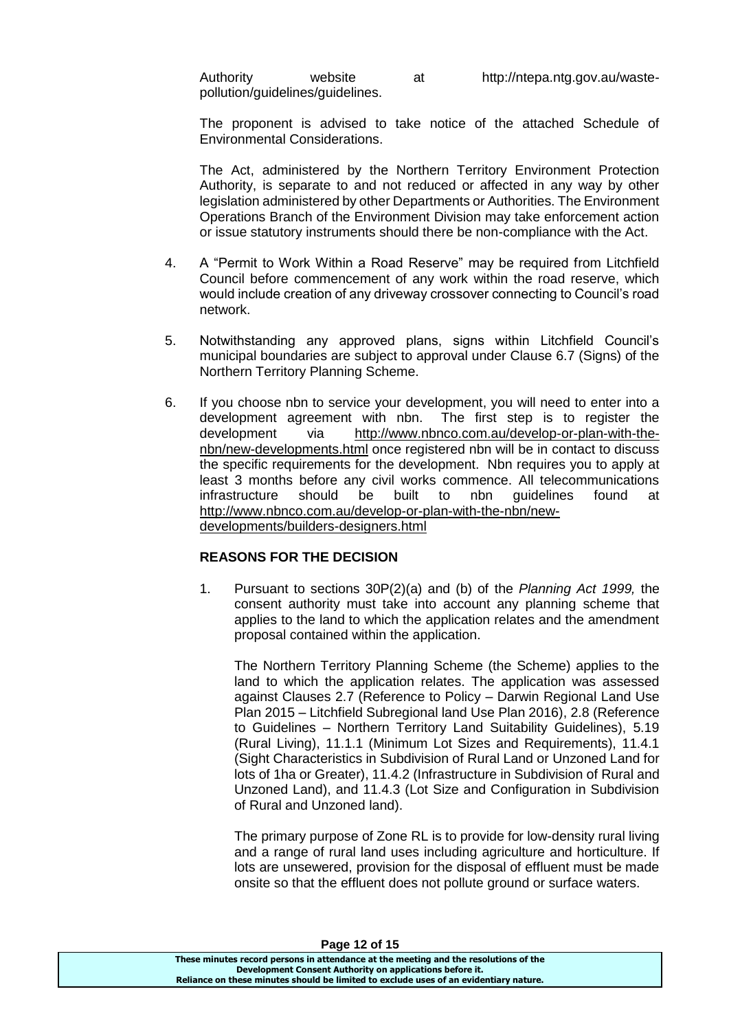Authority website at http://ntepa.ntg.gov.au/waste-pollution/guidelines/guidelines.

The proponent is advised to take notice of the attached Schedule of Environmental Considerations.

The Act, administered by the Northern Territory Environment Protection Authority, is separate to and not reduced or affected in any way by other legislation administered by other Departments or Authorities. The Environment Operations Branch of the Environment Division may take enforcement action or issue statutory instruments should there be non-compliance with the Act.

4. A "Permit to Work Within a Road Reserve" may be required from Litchfield Council before commencement of any work within the road reserve, which would include creation of any driveway crossover connecting to Council's road network.

5. Notwithstanding any approved plans, signs within Litchfield Council's municipal boundaries are subject to approval under Clause 6.7 (Signs) of the Northern Territory Planning Scheme.

6. If you choose nbn to service your development, you will need to enter into a development agreement with nbn. The first step is to register the development via http://www.nbnco.com.au/develop-or-plan-with-the-nbn/new-developments.html once registered nbn will be in contact to discuss the specific requirements for the development. Nbn requires you to apply at least 3 months before any civil works commence. All telecommunications infrastructure should be built to nbn guidelines found at http://www.nbnco.com.au/develop-or-plan-with-the-nbn/new-developments/builders-designers.html

**REASONS FOR THE DECISION**

1. Pursuant to sections 30P(2)(a) and (b) of the *Planning Act 1999,* the consent authority must take into account any planning scheme that applies to the land to which the application relates and the amendment proposal contained within the application.

   The Northern Territory Planning Scheme (the Scheme) applies to the land to which the application relates. The application was assessed against Clauses 2.7 (Reference to Policy – Darwin Regional Land Use Plan 2015 – Litchfield Subregional land Use Plan 2016), 2.8 (Reference to Guidelines – Northern Territory Land Suitability Guidelines), 5.19 (Rural Living), 11.1.1 (Minimum Lot Sizes and Requirements), 11.4.1 (Sight Characteristics in Subdivision of Rural Land or Unzoned Land for lots of 1ha or Greater), 11.4.2 (Infrastructure in Subdivision of Rural and Unzoned Land), and 11.4.3 (Lot Size and Configuration in Subdivision of Rural and Unzoned land).

   The primary purpose of Zone RL is to provide for low-density rural living and a range of rural land uses including agriculture and horticulture. If lots are unsewered, provision for the disposal of effluent must be made onsite so that the effluent does not pollute ground or surface waters.

These minutes record persons in attendance at the meeting and the resolutions of the Development Consent Authority on applications before it.
Reliance on these minutes should be limited to exclude uses of an evidentiary nature.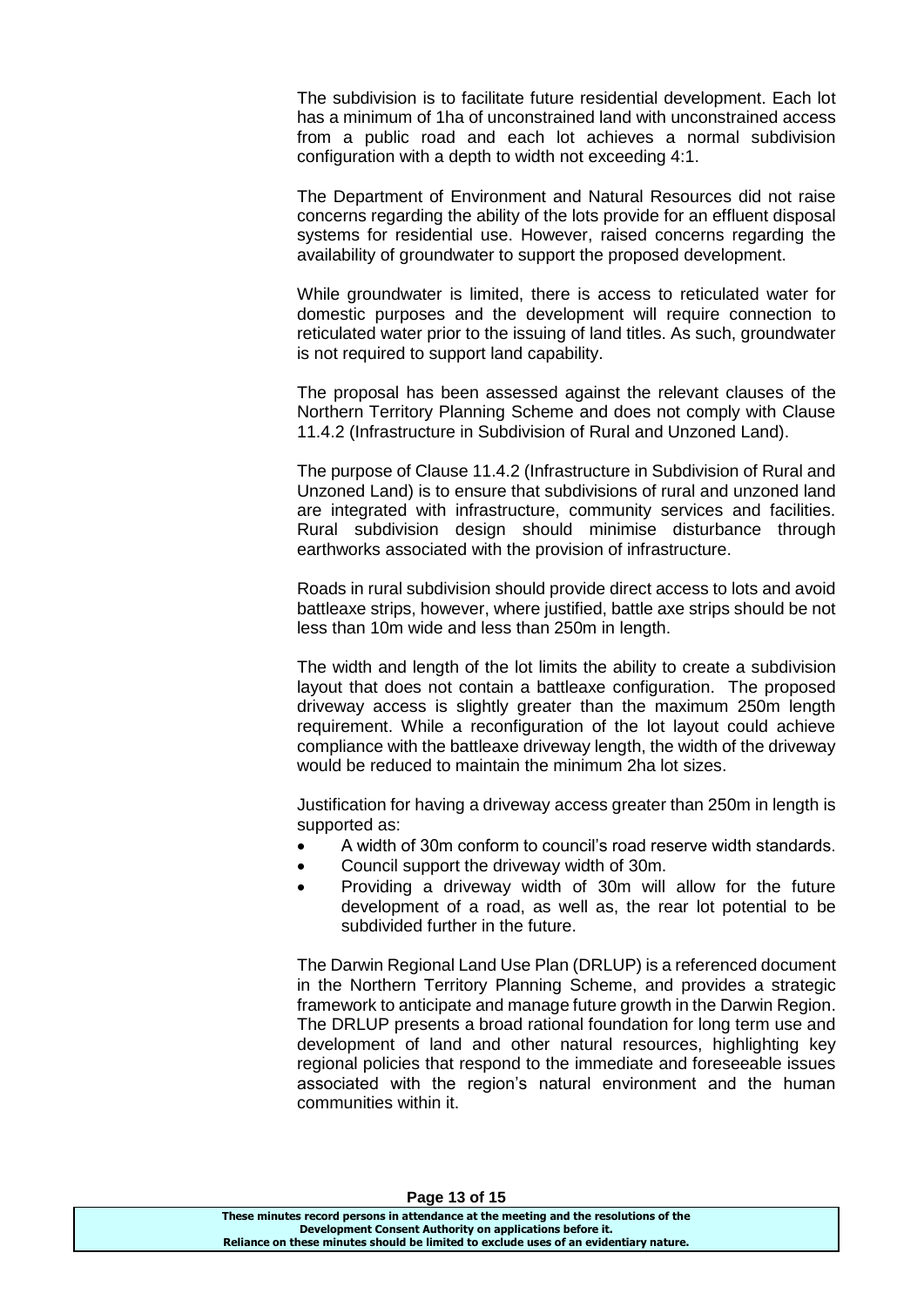The subdivision is to facilitate future residential development. Each lot has a minimum of 1ha of unconstrained land with unconstrained access from a public road and each lot achieves a normal subdivision configuration with a depth to width not exceeding 4:1.

The Department of Environment and Natural Resources did not raise concerns regarding the ability of the lots provide for an effluent disposal systems for residential use. However, raised concerns regarding the availability of groundwater to support the proposed development.

While groundwater is limited, there is access to reticulated water for domestic purposes and the development will require connection to reticulated water prior to the issuing of land titles. As such, groundwater is not required to support land capability.

The proposal has been assessed against the relevant clauses of the Northern Territory Planning Scheme and does not comply with Clause 11.4.2 (Infrastructure in Subdivision of Rural and Unzoned Land).

The purpose of Clause 11.4.2 (Infrastructure in Subdivision of Rural and Unzoned Land) is to ensure that subdivisions of rural and unzoned land are integrated with infrastructure, community services and facilities. Rural subdivision design should minimise disturbance through earthworks associated with the provision of infrastructure.

Roads in rural subdivision should provide direct access to lots and avoid battleaxe strips, however, where justified, battle axe strips should be not less than 10m wide and less than 250m in length.

The width and length of the lot limits the ability to create a subdivision layout that does not contain a battleaxe configuration. The proposed driveway access is slightly greater than the maximum 250m length requirement. While a reconfiguration of the lot layout could achieve compliance with the battleaxe driveway length, the width of the driveway would be reduced to maintain the minimum 2ha lot sizes.

Justification for having a driveway access greater than 250m in length is supported as:

- A width of 30m conform to council's road reserve width standards.
- Council support the driveway width of 30m.
- Providing a driveway width of 30m will allow for the future development of a road, as well as, the rear lot potential to be subdivided further in the future.

The Darwin Regional Land Use Plan (DRLUP) is a referenced document in the Northern Territory Planning Scheme, and provides a strategic framework to anticipate and manage future growth in the Darwin Region. The DRLUP presents a broad rational foundation for long term use and development of land and other natural resources, highlighting key regional policies that respond to the immediate and foreseeable issues associated with the region's natural environment and the human communities within it.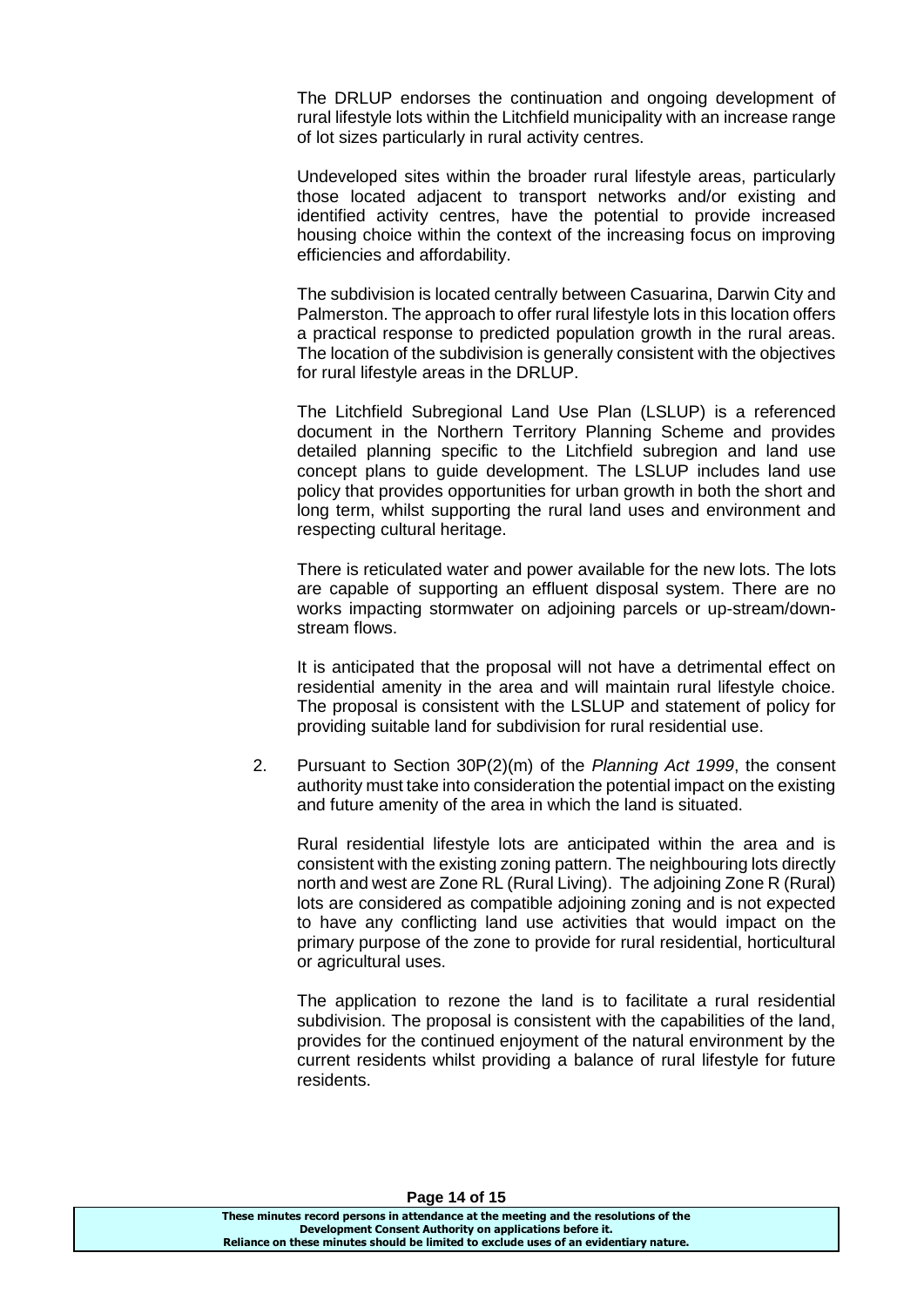The DRLUP endorses the continuation and ongoing development of rural lifestyle lots within the Litchfield municipality with an increase range of lot sizes particularly in rural activity centres.

Undeveloped sites within the broader rural lifestyle areas, particularly those located adjacent to transport networks and/or existing and identified activity centres, have the potential to provide increased housing choice within the context of the increasing focus on improving efficiencies and affordability.

The subdivision is located centrally between Casuarina, Darwin City and Palmerston. The approach to offer rural lifestyle lots in this location offers a practical response to predicted population growth in the rural areas. The location of the subdivision is generally consistent with the objectives for rural lifestyle areas in the DRLUP.

The Litchfield Subregional Land Use Plan (LSLUP) is a referenced document in the Northern Territory Planning Scheme and provides detailed planning specific to the Litchfield subregion and land use concept plans to guide development. The LSLUP includes land use policy that provides opportunities for urban growth in both the short and long term, whilst supporting the rural land uses and environment and respecting cultural heritage.

There is reticulated water and power available for the new lots. The lots are capable of supporting an effluent disposal system. There are no works impacting stormwater on adjoining parcels or up-stream/down-stream flows.

It is anticipated that the proposal will not have a detrimental effect on residential amenity in the area and will maintain rural lifestyle choice. The proposal is consistent with the LSLUP and statement of policy for providing suitable land for subdivision for rural residential use.

2. Pursuant to Section 30P(2)(m) of the *Planning Act 1999*, the consent authority must take into consideration the potential impact on the existing and future amenity of the area in which the land is situated.

   Rural residential lifestyle lots are anticipated within the area and is consistent with the existing zoning pattern. The neighbouring lots directly north and west are Zone RL (Rural Living). The adjoining Zone R (Rural) lots are considered as compatible adjoining zoning and is not expected to have any conflicting land use activities that would impact on the primary purpose of the zone to provide for rural residential, horticultural or agricultural uses.

   The application to rezone the land is to facilitate a rural residential subdivision. The proposal is consistent with the capabilities of the land, provides for the continued enjoyment of the natural environment by the current residents whilst providing a balance of rural lifestyle for future residents.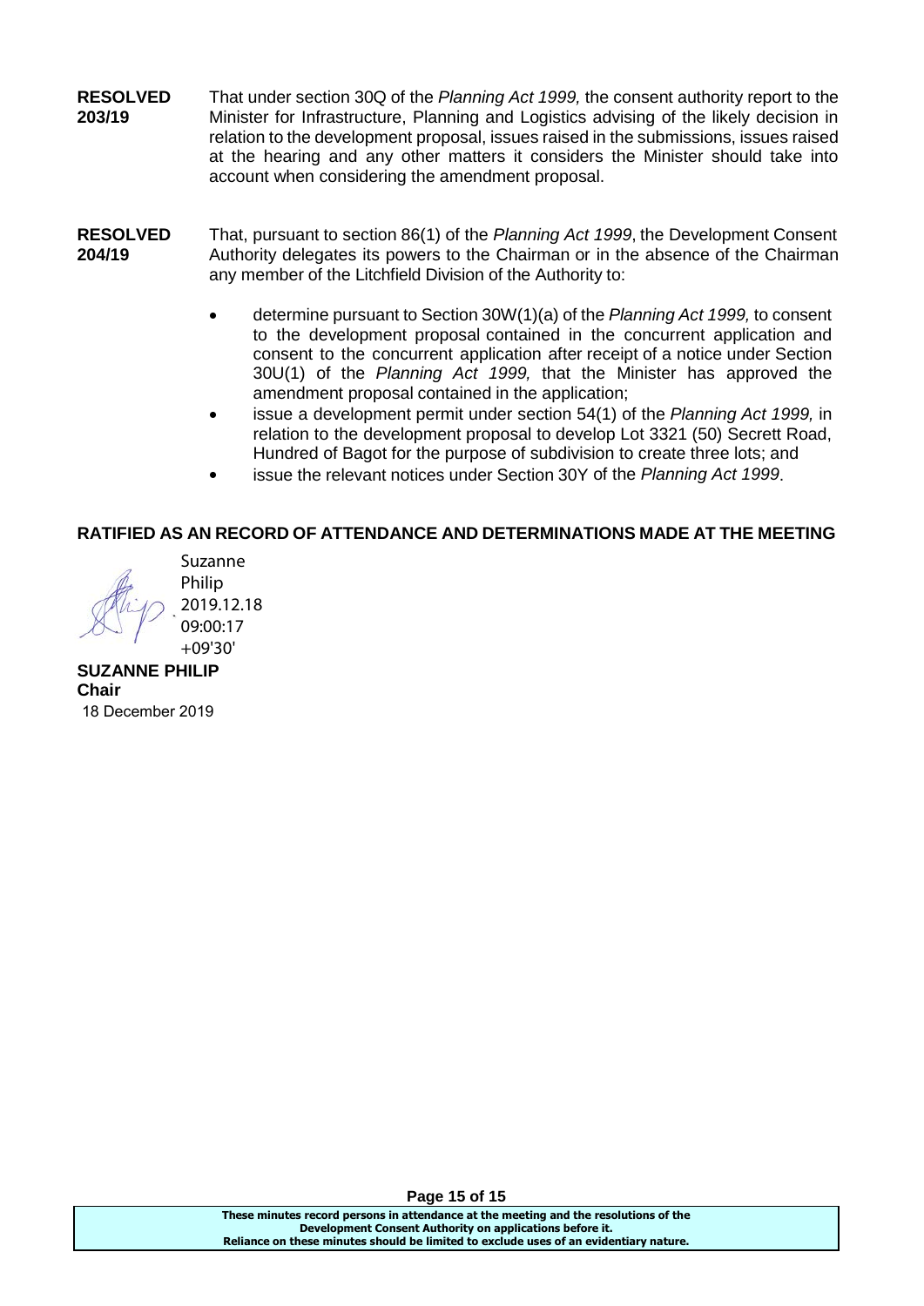**RESOLVED 203/19**

That under section 30Q of the *Planning Act 1999,* the consent authority report to the Minister for Infrastructure, Planning and Logistics advising of the likely decision in relation to the development proposal, issues raised in the submissions, issues raised at the hearing and any other matters it considers the Minister should take into account when considering the amendment proposal.

**RESOLVED 204/19**

That, pursuant to section 86(1) of the *Planning Act 1999*, the Development Consent Authority delegates its powers to the Chairman or in the absence of the Chairman any member of the Litchfield Division of the Authority to:

- determine pursuant to Section 30W(1)(a) of the *Planning Act 1999,* to consent to the development proposal contained in the concurrent application and consent to the concurrent application after receipt of a notice under Section 30U(1) of the *Planning Act 1999,* that the Minister has approved the amendment proposal contained in the application;
- issue a development permit under section 54(1) of the *Planning Act 1999,* in relation to the development proposal to develop Lot 3321 (50) Secrett Road, Hundred of Bagot for the purpose of subdivision to create three lots; and
- issue the relevant notices under Section 30Y of the *Planning Act 1999*.

**RATIFIED AS AN RECORD OF ATTENDANCE AND DETERMINATIONS MADE AT THE MEETING**

Suzanne Philip
2019.12.18
09:00:17
+09'30'

**SUZANNE PHILIP**
**Chair**
18 December 2019

These minutes record persons in attendance at the meeting and the resolutions of the Development Consent Authority on applications before it.
Reliance on these minutes should be limited to exclude uses of an evidentiary nature.